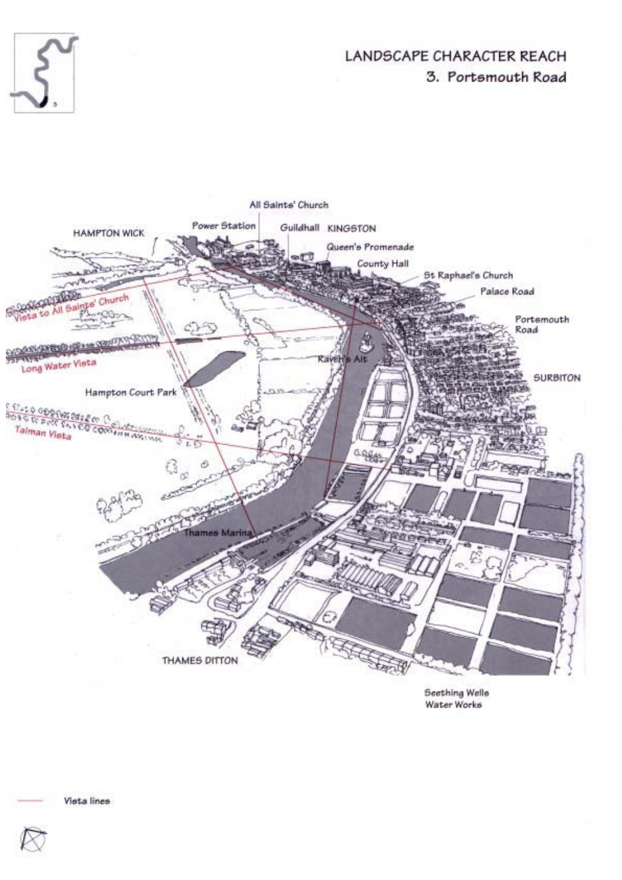# LANDSCAPE CHARACTER REACH

## 3. Portsmouth Road

All Saints' Church

Power Station

Guildhall KINGSTON

HAMPTON WICK

Queen's Promenade

County Hall

St Raphael's Church

Palace Road

Vista to All Saints' Church

Portsmouth Road

Long Water Vista

Raven's Ait

SURBITON

Hampton Court Park

Talman Vista

Thames Marina

THAMES DITTON

Seething Wells Water Works

Vista lines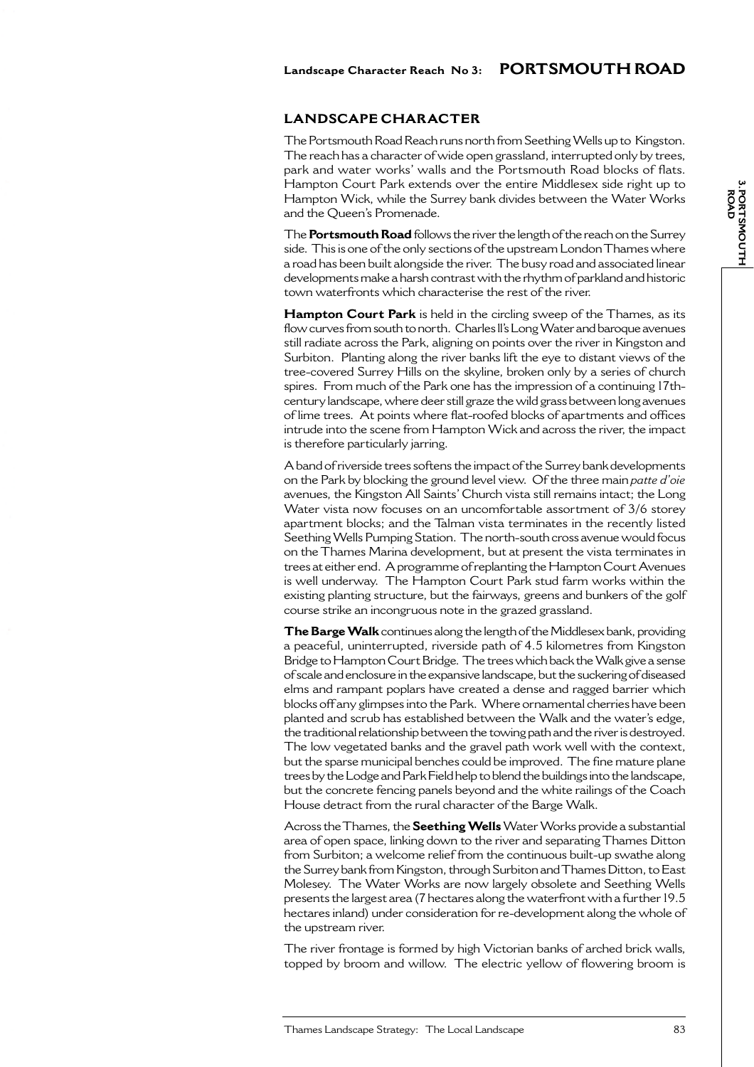## Landscape Character Reach No 3: PORTSMOUTH ROAD

### LANDSCAPE CHARACTER

The Portsmouth Road Reach runs north from Seething Wells up to Kingston. The reach has a character of wide open grassland, interrupted only by trees, park and water works' walls and the Portsmouth Road blocks of flats. Hampton Court Park extends over the entire Middlesex side right up to Hampton Wick, while the Surrey bank divides between the Water Works and the Queen's Promenade.

The **Portsmouth Road** follows the river the length of the reach on the Surrey side. This is one of the only sections of the upstream London Thames where a road has been built alongside the river. The busy road and associated linear developments make a harsh contrast with the rhythm of parkland and historic town waterfronts which characterise the rest of the river.

**Hampton Court Park** is held in the circling sweep of the Thames, as its flow curves from south to north. Charles II's Long Water and baroque avenues still radiate across the Park, aligning on points over the river in Kingston and Surbiton. Planting along the river banks lift the eye to distant views of the tree-covered Surrey Hills on the skyline, broken only by a series of church spires. From much of the Park one has the impression of a continuing 17th-century landscape, where deer still graze the wild grass between long avenues of lime trees. At points where flat-roofed blocks of apartments and offices intrude into the scene from Hampton Wick and across the river, the impact is therefore particularly jarring.

A band of riverside trees softens the impact of the Surrey bank developments on the Park by blocking the ground level view. Of the three main *patte d'oie* avenues, the Kingston All Saints' Church vista still remains intact; the Long Water vista now focuses on an uncomfortable assortment of 3/6 storey apartment blocks; and the Talman vista terminates in the recently listed Seething Wells Pumping Station. The north-south cross avenue would focus on the Thames Marina development, but at present the vista terminates in trees at either end. A programme of replanting the Hampton Court Avenues is well underway. The Hampton Court Park stud farm works within the existing planting structure, but the fairways, greens and bunkers of the golf course strike an incongruous note in the grazed grassland.

**The Barge Walk** continues along the length of the Middlesex bank, providing a peaceful, uninterrupted, riverside path of 4.5 kilometres from Kingston Bridge to Hampton Court Bridge. The trees which back the Walk give a sense of scale and enclosure in the expansive landscape, but the suckering of diseased elms and rampant poplars have created a dense and ragged barrier which blocks off any glimpses into the Park. Where ornamental cherries have been planted and scrub has established between the Walk and the water's edge, the traditional relationship between the towing path and the river is destroyed. The low vegetated banks and the gravel path work well with the context, but the sparse municipal benches could be improved. The fine mature plane trees by the Lodge and Park Field help to blend the buildings into the landscape, but the concrete fencing panels beyond and the white railings of the Coach House detract from the rural character of the Barge Walk.

Across the Thames, the **Seething Wells** Water Works provide a substantial area of open space, linking down to the river and separating Thames Ditton from Surbiton; a welcome relief from the continuous built-up swathe along the Surrey bank from Kingston, through Surbiton and Thames Ditton, to East Molesey. The Water Works are now largely obsolete and Seething Wells presents the largest area (7 hectares along the waterfront with a further 19.5 hectares inland) under consideration for re-development along the whole of the upstream river.

The river frontage is formed by high Victorian banks of arched brick walls, topped by broom and willow. The electric yellow of flowering broom is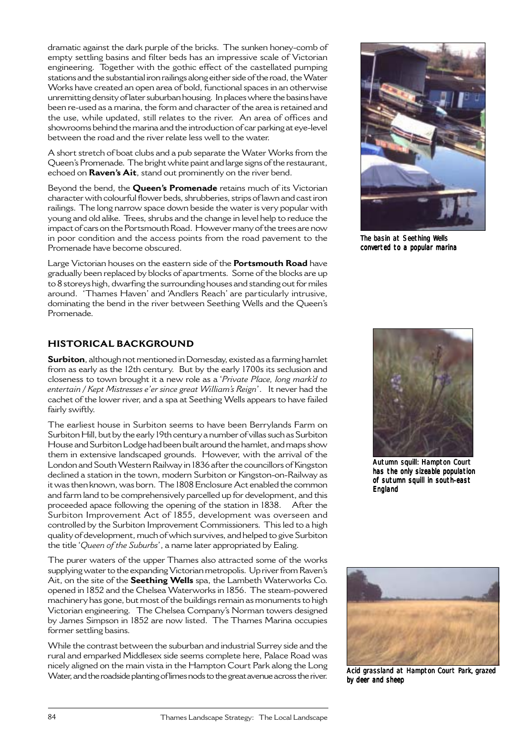dramatic against the dark purple of the bricks. The sunken honey-comb of empty settling basins and filter beds has an impressive scale of Victorian engineering. Together with the gothic effect of the castellated pumping stations and the substantial iron railings along either side of the road, the Water Works have created an open area of bold, functional spaces in an otherwise unremitting density of later suburban housing. In places where the basins have been re-used as a marina, the form and character of the area is retained and the use, while updated, still relates to the river. An area of offices and showrooms behind the marina and the introduction of car parking at eye-level between the road and the river relate less well to the water.

A short stretch of boat clubs and a pub separate the Water Works from the Queen's Promenade. The bright white paint and large signs of the restaurant, echoed on **Raven's Ait**, stand out prominently on the river bend.

Beyond the bend, the **Queen's Promenade** retains much of its Victorian character with colourful flower beds, shrubberies, strips of lawn and cast iron railings. The long narrow space down beside the water is very popular with young and old alike. Trees, shrubs and the change in level help to reduce the impact of cars on the Portsmouth Road. However many of the trees are now in poor condition and the access points from the road pavement to the Promenade have become obscured.

Large Victorian houses on the eastern side of the **Portsmouth Road** have gradually been replaced by blocks of apartments. Some of the blocks are up to 8 storeys high, dwarfing the surrounding houses and standing out for miles around. 'Thames Haven' and 'Andlers Reach' are particularly intrusive, dominating the bend in the river between Seething Wells and the Queen's Promenade.

The basin at Seething Wells converted to a popular marina

## HISTORICAL BACKGROUND

**Surbiton**, although not mentioned in Domesday, existed as a farming hamlet from as early as the 12th century. But by the early 1700s its seclusion and closeness to town brought it a new role as a '*Private Place, long mark'd to entertain / Kept Mistresses e'er since great William's Reign*'. It never had the cachet of the lower river, and a spa at Seething Wells appears to have failed fairly swiftly.

The earliest house in Surbiton seems to have been Berrylands Farm on Surbiton Hill, but by the early 19th century a number of villas such as Surbiton House and Surbiton Lodge had been built around the hamlet, and maps show them in extensive landscaped grounds. However, with the arrival of the London and South Western Railway in 1836 after the councillors of Kingston declined a station in the town, modern Surbiton or Kingston-on-Railway as it was then known, was born. The 1808 Enclosure Act enabled the common and farm land to be comprehensively parcelled up for development, and this proceeded apace following the opening of the station in 1838. After the Surbiton Improvement Act of 1855, development was overseen and controlled by the Surbiton Improvement Commissioners. This led to a high quality of development, much of which survives, and helped to give Surbiton the title '*Queen of the Suburbs*', a name later appropriated by Ealing.

Autumn squill: Hampton Court has the only sizeable population of autumn squill in south-east England

The purer waters of the upper Thames also attracted some of the works supplying water to the expanding Victorian metropolis. Up river from Raven's Ait, on the site of the **Seething Wells** spa, the Lambeth Waterworks Co. opened in 1852 and the Chelsea Waterworks in 1856. The steam-powered machinery has gone, but most of the buildings remain as monuments to high Victorian engineering. The Chelsea Company's Norman towers designed by James Simpson in 1852 are now listed. The Thames Marina occupies former settling basins.

While the contrast between the suburban and industrial Surrey side and the rural and emparked Middlesex side seems complete here, Palace Road was nicely aligned on the main vista in the Hampton Court Park along the Long Water, and the roadside planting of limes nods to the great avenue across the river.

Acid grassland at Hampton Court Park, grazed by deer and sheep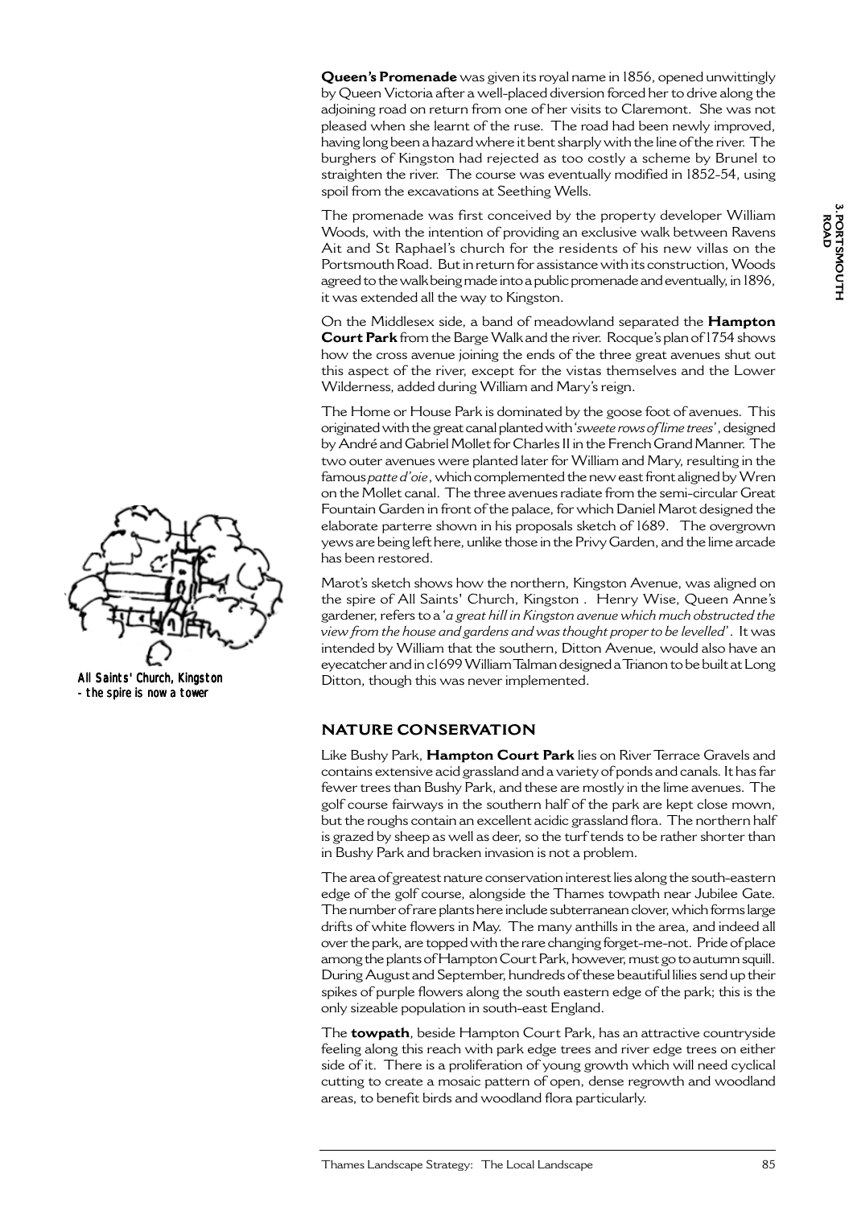**Queen's Promenade** was given its royal name in 1856, opened unwittingly by Queen Victoria after a well-placed diversion forced her to drive along the adjoining road on return from one of her visits to Claremont. She was not pleased when she learnt of the ruse. The road had been newly improved, having long been a hazard where it bent sharply with the line of the river. The burghers of Kingston had rejected as too costly a scheme by Brunel to straighten the river. The course was eventually modified in 1852-54, using spoil from the excavations at Seething Wells.

The promenade was first conceived by the property developer William Woods, with the intention of providing an exclusive walk between Ravens Ait and St Raphael's church for the residents of his new villas on the Portsmouth Road. But in return for assistance with its construction, Woods agreed to the walk being made into a public promenade and eventually, in 1896, it was extended all the way to Kingston.

On the Middlesex side, a band of meadowland separated the **Hampton Court Park** from the Barge Walk and the river. Rocque's plan of 1754 shows how the cross avenue joining the ends of the three great avenues shut out this aspect of the river, except for the vistas themselves and the Lower Wilderness, added during William and Mary's reign.

The Home or House Park is dominated by the goose foot of avenues. This originated with the great canal planted with '*sweete rows of lime trees*', designed by André and Gabriel Mollet for Charles II in the French Grand Manner. The two outer avenues were planted later for William and Mary, resulting in the famous *patte d'oie*, which complemented the new east front aligned by Wren on the Mollet canal. The three avenues radiate from the semi-circular Great Fountain Garden in front of the palace, for which Daniel Marot designed the elaborate parterre shown in his proposals sketch of 1689. The overgrown yews are being left here, unlike those in the Privy Garden, and the lime arcade has been restored.

Marot's sketch shows how the northern, Kingston Avenue, was aligned on the spire of All Saints' Church, Kingston . Henry Wise, Queen Anne's gardener, refers to a '*a great hill in Kingston avenue which much obstructed the view from the house and gardens and was thought proper to be levelled*'. It was intended by William that the southern, Ditton Avenue, would also have an eyecatcher and in c1699 William Talman designed a Trianon to be built at Long Ditton, though this was never implemented.

*All Saints' Church, Kingston - the spire is now a tower*

## NATURE CONSERVATION

Like Bushy Park, **Hampton Court Park** lies on River Terrace Gravels and contains extensive acid grassland and a variety of ponds and canals. It has far fewer trees than Bushy Park, and these are mostly in the lime avenues. The golf course fairways in the southern half of the park are kept close mown, but the roughs contain an excellent acidic grassland flora. The northern half is grazed by sheep as well as deer, so the turf tends to be rather shorter than in Bushy Park and bracken invasion is not a problem.

The area of greatest nature conservation interest lies along the south-eastern edge of the golf course, alongside the Thames towpath near Jubilee Gate. The number of rare plants here include subterranean clover, which forms large drifts of white flowers in May. The many anthills in the area, and indeed all over the park, are topped with the rare changing forget-me-not. Pride of place among the plants of Hampton Court Park, however, must go to autumn squill. During August and September, hundreds of these beautiful lilies send up their spikes of purple flowers along the south eastern edge of the park; this is the only sizeable population in south-east England.

The **towpath**, beside Hampton Court Park, has an attractive countryside feeling along this reach with park edge trees and river edge trees on either side of it. There is a proliferation of young growth which will need cyclical cutting to create a mosaic pattern of open, dense regrowth and woodland areas, to benefit birds and woodland flora particularly.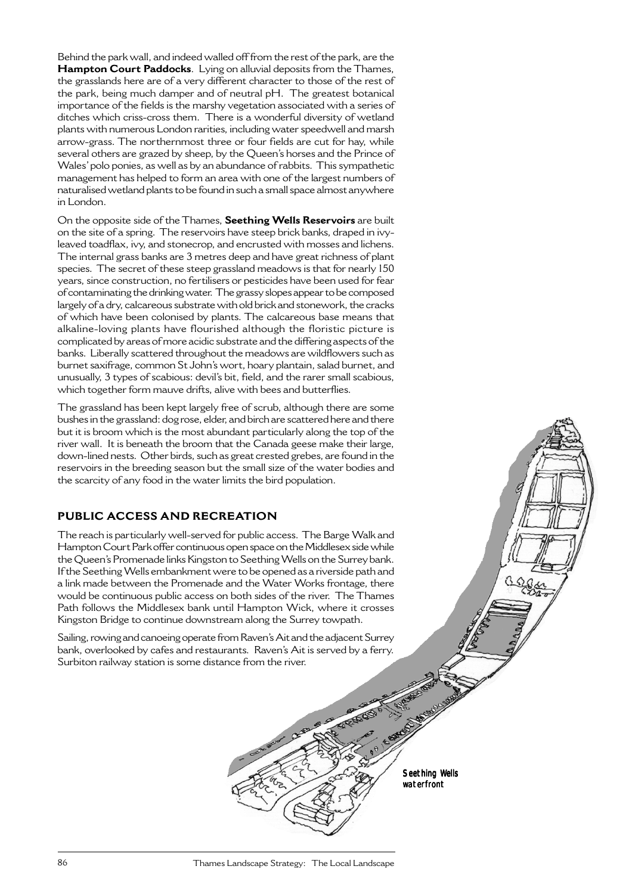Behind the park wall, and indeed walled off from the rest of the park, are the **Hampton Court Paddocks**. Lying on alluvial deposits from the Thames, the grasslands here are of a very different character to those of the rest of the park, being much damper and of neutral pH. The greatest botanical importance of the fields is the marshy vegetation associated with a series of ditches which criss-cross them. There is a wonderful diversity of wetland plants with numerous London rarities, including water speedwell and marsh arrow-grass. The northernmost three or four fields are cut for hay, while several others are grazed by sheep, by the Queen's horses and the Prince of Wales' polo ponies, as well as by an abundance of rabbits. This sympathetic management has helped to form an area with one of the largest numbers of naturalised wetland plants to be found in such a small space almost anywhere in London.

On the opposite side of the Thames, **Seething Wells Reservoirs** are built on the site of a spring. The reservoirs have steep brick banks, draped in ivy-leaved toadflax, ivy, and stonecrop, and encrusted with mosses and lichens. The internal grass banks are 3 metres deep and have great richness of plant species. The secret of these steep grassland meadows is that for nearly 150 years, since construction, no fertilisers or pesticides have been used for fear of contaminating the drinking water. The grassy slopes appear to be composed largely of a dry, calcareous substrate with old brick and stonework, the cracks of which have been colonised by plants. The calcareous base means that alkaline-loving plants have flourished although the floristic picture is complicated by areas of more acidic substrate and the differing aspects of the banks. Liberally scattered throughout the meadows are wildflowers such as burnet saxifrage, common St John's wort, hoary plantain, salad burnet, and unusually, 3 types of scabious: devil's bit, field, and the rarer small scabious, which together form mauve drifts, alive with bees and butterflies.

The grassland has been kept largely free of scrub, although there are some bushes in the grassland: dog rose, elder, and birch are scattered here and there but it is broom which is the most abundant particularly along the top of the river wall. It is beneath the broom that the Canada geese make their large, down-lined nests. Other birds, such as great crested grebes, are found in the reservoirs in the breeding season but the small size of the water bodies and the scarcity of any food in the water limits the bird population.

## PUBLIC ACCESS AND RECREATION

The reach is particularly well-served for public access. The Barge Walk and Hampton Court Park offer continuous open space on the Middlesex side while the Queen's Promenade links Kingston to Seething Wells on the Surrey bank. If the Seething Wells embankment were to be opened as a riverside path and a link made between the Promenade and the Water Works frontage, there would be continuous public access on both sides of the river. The Thames Path follows the Middlesex bank until Hampton Wick, where it crosses Kingston Bridge to continue downstream along the Surrey towpath.

Sailing, rowing and canoeing operate from Raven's Ait and the adjacent Surrey bank, overlooked by cafes and restaurants. Raven's Ait is served by a ferry. Surbiton railway station is some distance from the river.

Seething Wells waterfront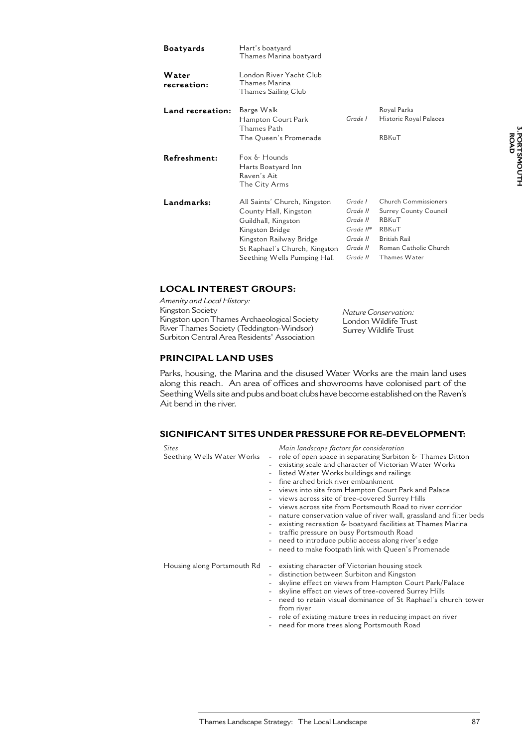| | | | |
|---|---|---|---|
| **Boatyards** | Hart's boatyard<br>Thames Marina boatyard | | |
| **Water recreation:** | London River Yacht Club<br>Thames Marina<br>Thames Sailing Club | | |
| **Land recreation:** | Barge Walk | | Royal Parks |
| | Hampton Court Park | *Grade I* | Historic Royal Palaces |
| | Thames Path | | |
| | The Queen's Promenade | | RBKuT |
| **Refreshment:** | Fox & Hounds<br>Harts Boatyard Inn<br>Raven's Ait<br>The City Arms | | |
| **Landmarks:** | All Saints' Church, Kingston | *Grade I* | Church Commissioners |
| | County Hall, Kingston | *Grade II* | Surrey County Council |
| | Guildhall, Kingston | *Grade II* | RBKuT |
| | Kingston Bridge | *Grade II\** | RBKuT |
| | Kingston Railway Bridge | *Grade II* | British Rail |
| | St Raphael's Church, Kingston | *Grade II* | Roman Catholic Church |
| | Seething Wells Pumping Hall | *Grade II* | Thames Water |

## LOCAL INTEREST GROUPS:

*Amenity and Local History:*
Kingston Society
Kingston upon Thames Archaeological Society
River Thames Society (Teddington-Windsor)
Surbiton Central Area Residents' Association

*Nature Conservation:*
London Wildlife Trust
Surrey Wildlife Trust

## PRINCIPAL LAND USES

Parks, housing, the Marina and the disused Water Works are the main land uses along this reach. An area of offices and showrooms have colonised part of the Seething Wells site and pubs and boat clubs have become established on the Raven's Ait bend in the river.

## SIGNIFICANT SITES UNDER PRESSURE FOR RE-DEVELOPMENT:

| *Sites* | *Main landscape factors for consideration* |
|---|---|
| Seething Wells Water Works | - role of open space in separating Surbiton & Thames Ditton<br>- existing scale and character of Victorian Water Works<br>- listed Water Works buildings and railings<br>- fine arched brick river embankment<br>- views into site from Hampton Court Park and Palace<br>- views across site of tree-covered Surrey Hills<br>- views across site from Portsmouth Road to river corridor<br>- nature conservation value of river wall, grassland and filter beds<br>- existing recreation & boatyard facilities at Thames Marina<br>- traffic pressure on busy Portsmouth Road<br>- need to introduce public access along river's edge<br>- need to make footpath link with Queen's Promenade |
| Housing along Portsmouth Rd | - existing character of Victorian housing stock<br>- distinction between Surbiton and Kingston<br>- skyline effect on views from Hampton Court Park/Palace<br>- skyline effect on views of tree-covered Surrey Hills<br>- need to retain visual dominance of St Raphael's church tower from river<br>- role of existing mature trees in reducing impact on river<br>- need for more trees along Portsmouth Road |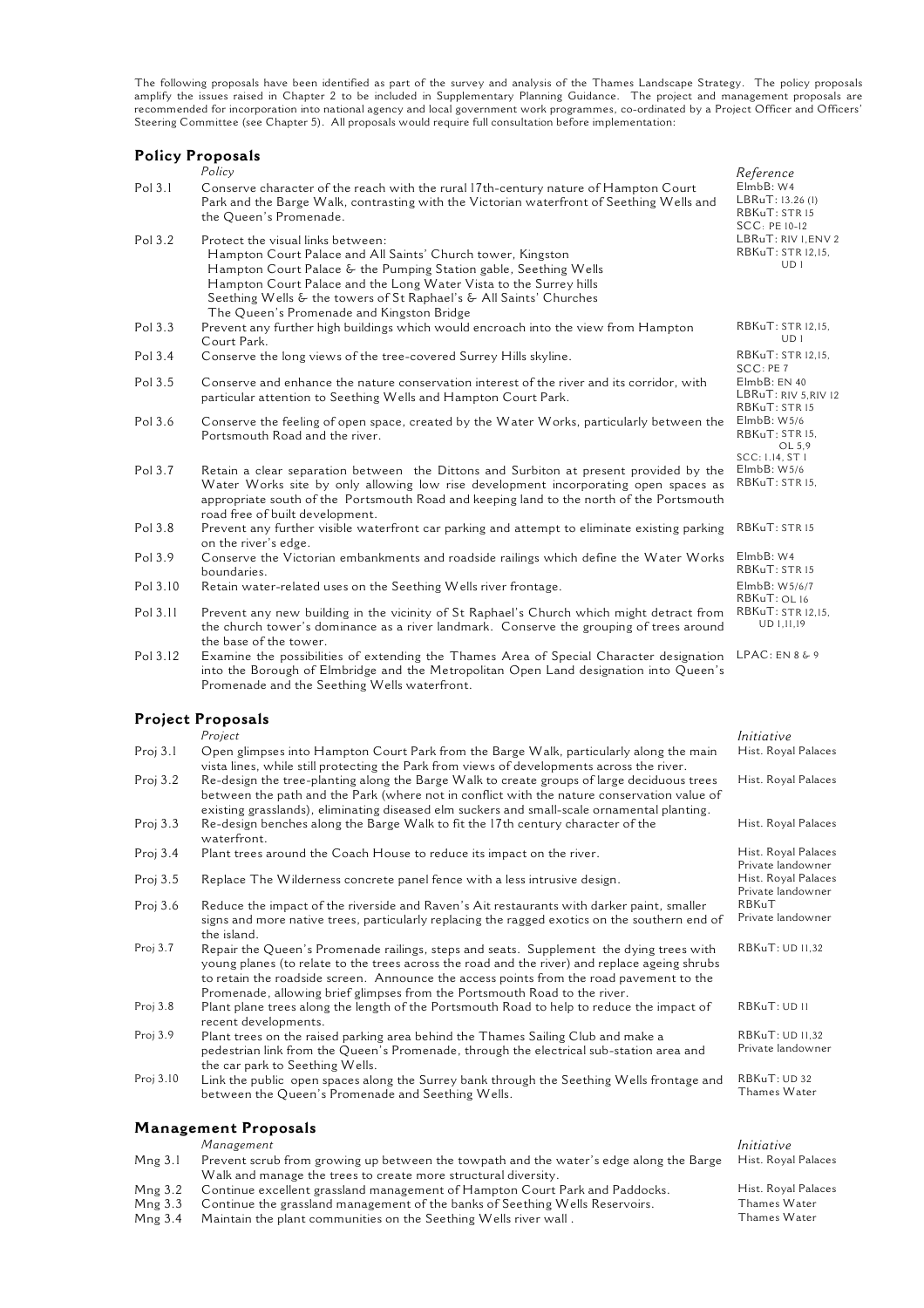The following proposals have been identified as part of the survey and analysis of the Thames Landscape Strategy. The policy proposals amplify the issues raised in Chapter 2 to be included in Supplementary Planning Guidance. The project and management proposals are recommended for incorporation into national agency and local government work programmes, co-ordinated by a Project Officer and Officers' Steering Committee (see Chapter 5). All proposals would require full consultation before implementation:

## Policy Proposals

| | *Policy* | *Reference* |
|---|---|---|
| Pol 3.1 | Conserve character of the reach with the rural 17th-century nature of Hampton Court Park and the Barge Walk, contrasting with the Victorian waterfront of Seething Wells and the Queen's Promenade. | ElmbB: W4<br>LBRuT: 13.26 (I)<br>RBKuT: STR 15<br>SCC: PE 10-12 |
| Pol 3.2 | Protect the visual links between:<br>Hampton Court Palace and All Saints' Church tower, Kingston<br>Hampton Court Palace & the Pumping Station gable, Seething Wells<br>Hampton Court Palace and the Long Water Vista to the Surrey hills<br>Seething Wells & the towers of St Raphael's & All Saints' Churches<br>The Queen's Promenade and Kingston Bridge | LBRuT: RIV 1,ENV 2<br>RBKuT: STR 12,15, UD 1 |
| Pol 3.3 | Prevent any further high buildings which would encroach into the view from Hampton Court Park. | RBKuT: STR 12,15, UD 1 |
| Pol 3.4 | Conserve the long views of the tree-covered Surrey Hills skyline. | RBKuT: STR 12,15, SCC: PE 7 |
| Pol 3.5 | Conserve and enhance the nature conservation interest of the river and its corridor, with particular attention to Seething Wells and Hampton Court Park. | ElmbB: EN 40<br>LBRuT: RIV 5,RIV 12<br>RBKuT: STR 15 |
| Pol 3.6 | Conserve the feeling of open space, created by the Water Works, particularly between the Portsmouth Road and the river. | ElmbB: W5/6<br>RBKuT: STR 15, OL 5,9<br>SCC: 1.14, ST 1 |
| Pol 3.7 | Retain a clear separation between the Dittons and Surbiton at present provided by the Water Works site by only allowing low rise development incorporating open spaces as appropriate south of the Portsmouth Road and keeping land to the north of the Portsmouth road free of built development. | ElmbB: W5/6<br>RBKuT: STR 15, |
| Pol 3.8 | Prevent any further visible waterfront car parking and attempt to eliminate existing parking on the river's edge. | RBKuT: STR 15 |
| Pol 3.9 | Conserve the Victorian embankments and roadside railings which define the Water Works boundaries. | ElmbB: W4<br>RBKuT: STR 15 |
| Pol 3.10 | Retain water-related uses on the Seething Wells river frontage. | ElmbB: W5/6/7<br>RBKuT: OL 16 |
| Pol 3.11 | Prevent any new building in the vicinity of St Raphael's Church which might detract from the church tower's dominance as a river landmark. Conserve the grouping of trees around the base of the tower. | RBKuT: STR 12,15, UD 1,11,19 |
| Pol 3.12 | Examine the possibilities of extending the Thames Area of Special Character designation into the Borough of Elmbridge and the Metropolitan Open Land designation into Queen's Promenade and the Seething Wells waterfront. | LPAC: EN 8 & 9 |

## Project Proposals

| | *Project* | *Initiative* |
|---|---|---|
| Proj 3.1 | Open glimpses into Hampton Court Park from the Barge Walk, particularly along the main vista lines, while still protecting the Park from views of developments across the river. | Hist. Royal Palaces |
| Proj 3.2 | Re-design the tree-planting along the Barge Walk to create groups of large deciduous trees between the path and the Park (where not in conflict with the nature conservation value of existing grasslands), eliminating diseased elm suckers and small-scale ornamental planting. | Hist. Royal Palaces |
| Proj 3.3 | Re-design benches along the Barge Walk to fit the 17th century character of the waterfront. | Hist. Royal Palaces |
| Proj 3.4 | Plant trees around the Coach House to reduce its impact on the river. | Hist. Royal Palaces<br>Private landowner |
| Proj 3.5 | Replace The Wilderness concrete panel fence with a less intrusive design. | Hist. Royal Palaces<br>Private landowner |
| Proj 3.6 | Reduce the impact of the riverside and Raven's Ait restaurants with darker paint, smaller signs and more native trees, particularly replacing the ragged exotics on the southern end of the island. | RBKuT<br>Private landowner |
| Proj 3.7 | Repair the Queen's Promenade railings, steps and seats. Supplement the dying trees with young planes (to relate to the trees across the road and the river) and replace ageing shrubs to retain the roadside screen. Announce the access points from the road pavement to the Promenade, allowing brief glimpses from the Portsmouth Road to the river. | RBKuT: UD 11,32 |
| Proj 3.8 | Plant plane trees along the length of the Portsmouth Road to help to reduce the impact of recent developments. | RBKuT: UD 11 |
| Proj 3.9 | Plant trees on the raised parking area behind the Thames Sailing Club and make a pedestrian link from the Queen's Promenade, through the electrical sub-station area and the car park to Seething Wells. | RBKuT: UD 11,32<br>Private landowner |
| Proj 3.10 | Link the public open spaces along the Surrey bank through the Seething Wells frontage and between the Queen's Promenade and Seething Wells. | RBKuT: UD 32<br>Thames Water |

## Management Proposals

| | *Management* | *Initiative* |
|---|---|---|
| Mng 3.1 | Prevent scrub from growing up between the towpath and the water's edge along the Barge Walk and manage the trees to create more structural diversity. | Hist. Royal Palaces |
| Mng 3.2 | Continue excellent grassland management of Hampton Court Park and Paddocks. | Hist. Royal Palaces |
| Mng 3.3 | Continue the grassland management of the banks of Seething Wells Reservoirs. | Thames Water |
| Mng 3.4 | Maintain the plant communities on the Seething Wells river wall . | Thames Water |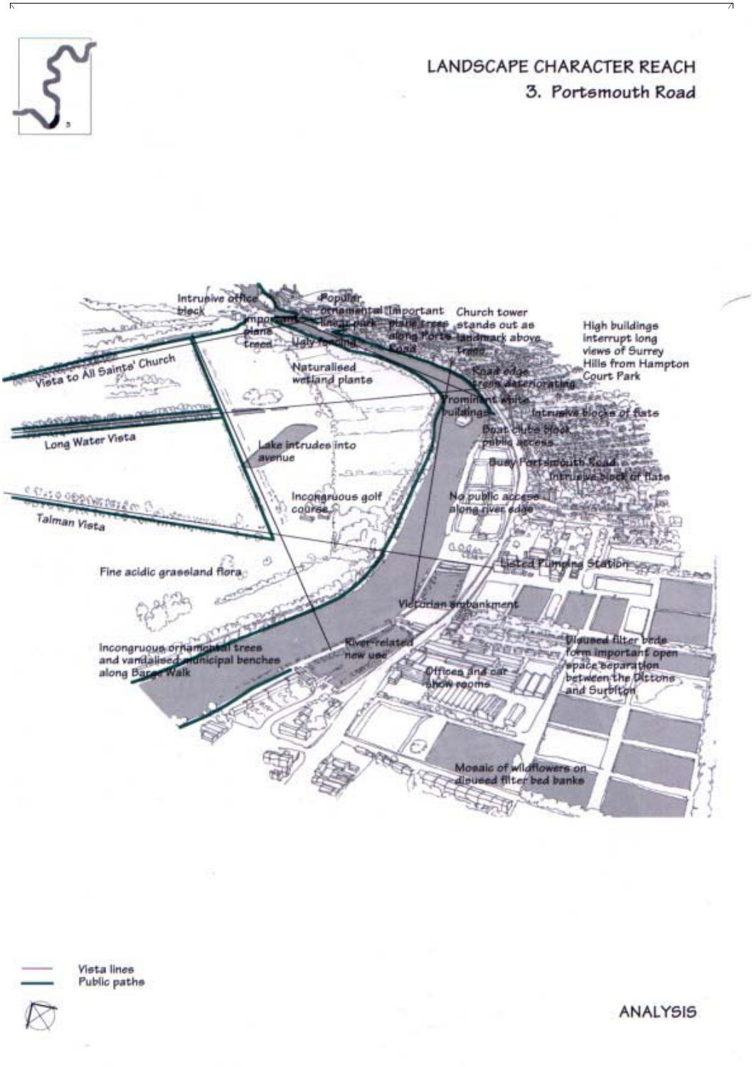# LANDSCAPE CHARACTER REACH

## 3. Portsmouth Road

Intrusive office block

Popular ornamental linear park

Important plane trees

Important plane trees along Portsmouth Road

Church tower stands out as landmark above trees

High buildings interrupt long views of Surrey Hills from Hampton Court Park

Ugly fencing

Vista to All Saints' Church

Naturalised wetland plants

Road edge trees deteriorating

Prominent white buildings

Intrusive blocks of flats

Long Water Vista

Boat clubs block public access

Lake intrudes into avenue

Busy Portsmouth Road

Intrusive block of flats

Incongruous golf course

No public access along river edge

Talman Vista

Listed Pumping Station

Fine acidic grassland flora

Victorian embankment

Incongruous ornamental trees and vandalised municipal benches along Barge Walk

River-related new use

Disused filter beds form important open space separation between the Dittons and Surbiton

Offices and car show rooms

Mosaic of wildflowers on disused filter bed banks

Vista lines

Public paths

ANALYSIS